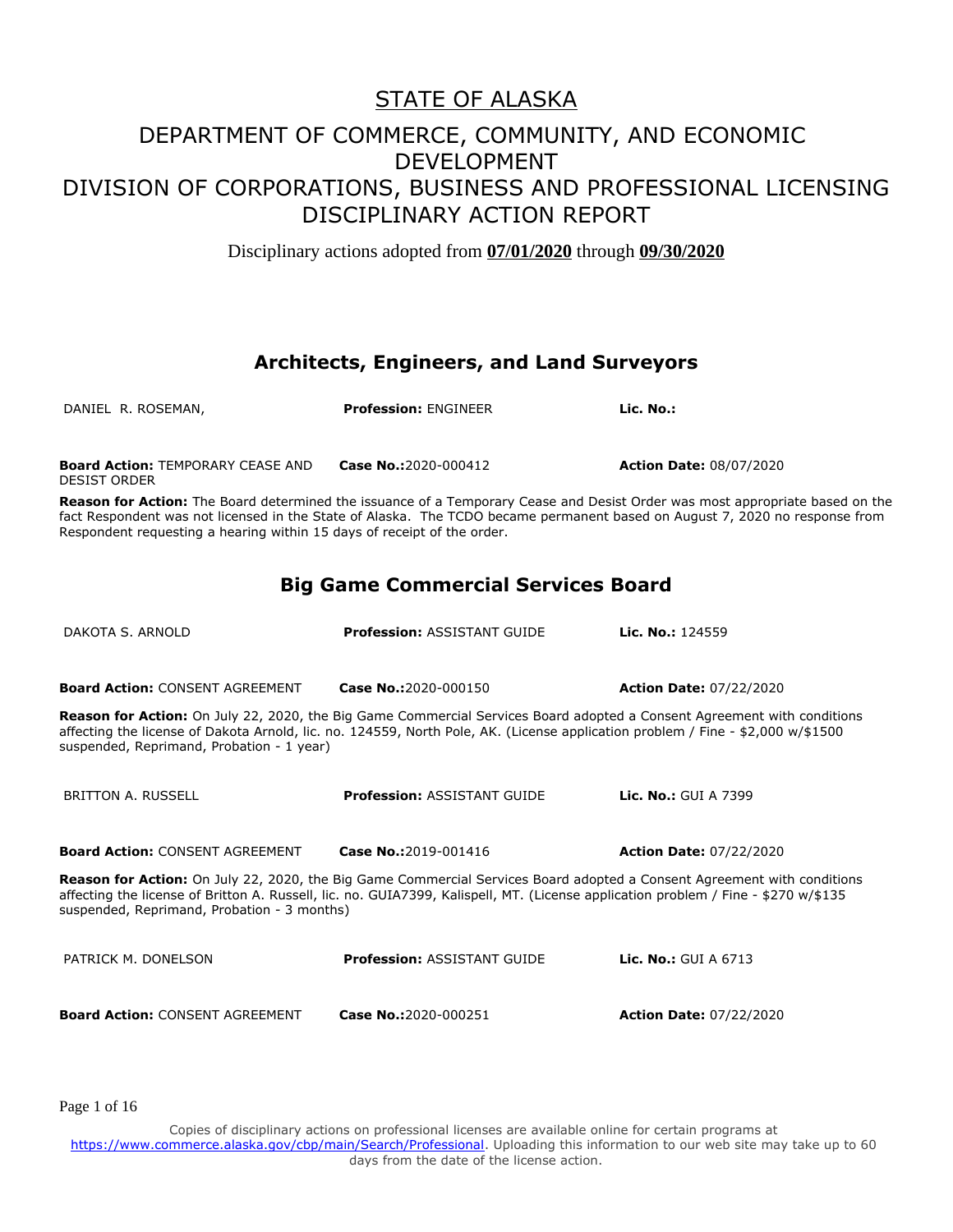# STATE OF ALASKA

## DEPARTMENT OF COMMERCE, COMMUNITY, AND ECONOMIC DEVELOPMENT
## DIVISION OF CORPORATIONS, BUSINESS AND PROFESSIONAL LICENSING
## DISCIPLINARY ACTION REPORT

Disciplinary actions adopted from **07/01/2020** through **09/30/2020**

### Architects, Engineers, and Land Surveyors

DANIEL R. ROSEMAN, | **Profession:** ENGINEER | **Lic. No.:**

**Board Action:** TEMPORARY CEASE AND DESIST ORDER | **Case No.:** 2020-000412 | **Action Date:** 08/07/2020

**Reason for Action:** The Board determined the issuance of a Temporary Cease and Desist Order was most appropriate based on the fact Respondent was not licensed in the State of Alaska. The TCDO became permanent based on August 7, 2020 no response from Respondent requesting a hearing within 15 days of receipt of the order.

### Big Game Commercial Services Board

DAKOTA S. ARNOLD | **Profession:** ASSISTANT GUIDE | **Lic. No.:** 124559

**Board Action:** CONSENT AGREEMENT | **Case No.:** 2020-000150 | **Action Date:** 07/22/2020

**Reason for Action:** On July 22, 2020, the Big Game Commercial Services Board adopted a Consent Agreement with conditions affecting the license of Dakota Arnold, lic. no. 124559, North Pole, AK. (License application problem / Fine - $2,000 w/$1500 suspended, Reprimand, Probation - 1 year)

BRITTON A. RUSSELL | **Profession:** ASSISTANT GUIDE | **Lic. No.:** GUI A 7399

**Board Action:** CONSENT AGREEMENT | **Case No.:** 2019-001416 | **Action Date:** 07/22/2020

**Reason for Action:** On July 22, 2020, the Big Game Commercial Services Board adopted a Consent Agreement with conditions affecting the license of Britton A. Russell, lic. no. GUIA7399, Kalispell, MT. (License application problem / Fine - $270 w/$135 suspended, Reprimand, Probation - 3 months)

PATRICK M. DONELSON | **Profession:** ASSISTANT GUIDE | **Lic. No.:** GUI A 6713

**Board Action:** CONSENT AGREEMENT | **Case No.:** 2020-000251 | **Action Date:** 07/22/2020

Copies of disciplinary actions on professional licenses are available online for certain programs at https://www.commerce.alaska.gov/cbp/main/Search/Professional. Uploading this information to our web site may take up to 60 days from the date of the license action.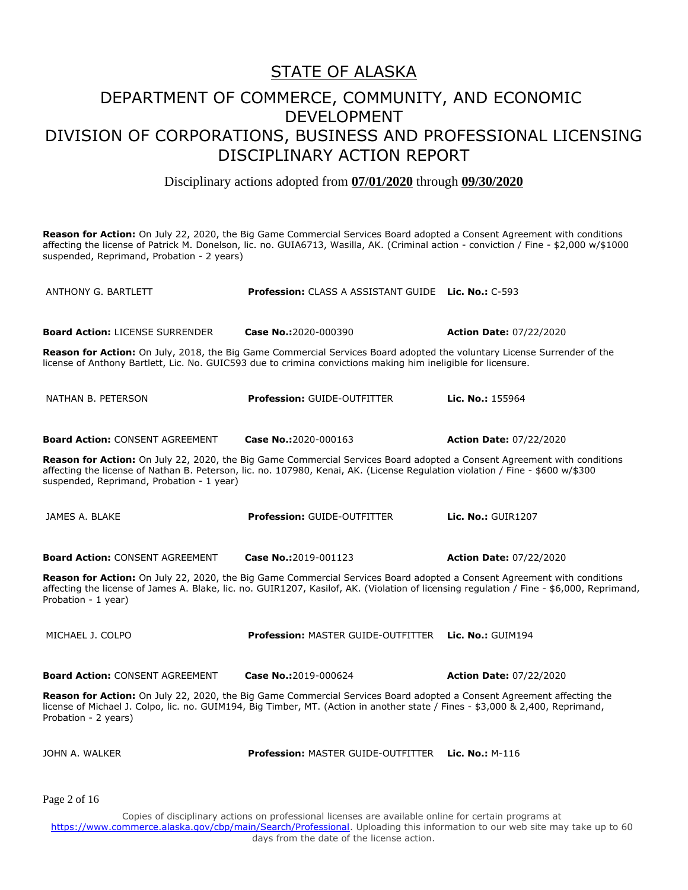# STATE OF ALASKA

## DEPARTMENT OF COMMERCE, COMMUNITY, AND ECONOMIC DEVELOPMENT

## DIVISION OF CORPORATIONS, BUSINESS AND PROFESSIONAL LICENSING

## DISCIPLINARY ACTION REPORT

Disciplinary actions adopted from **07/01/2020** through **09/30/2020**

**Reason for Action:** On July 22, 2020, the Big Game Commercial Services Board adopted a Consent Agreement with conditions affecting the license of Patrick M. Donelson, lic. no. GUIA6713, Wasilla, AK. (Criminal action - conviction / Fine - $2,000 w/$1000 suspended, Reprimand, Probation - 2 years)

| | | |
|---|---|---|
| ANTHONY G. BARTLETT | **Profession:** CLASS A ASSISTANT GUIDE | **Lic. No.:** C-593 |
| **Board Action:** LICENSE SURRENDER | **Case No.:** 2020-000390 | **Action Date:** 07/22/2020 |

**Reason for Action:** On July, 2018, the Big Game Commercial Services Board adopted the voluntary License Surrender of the license of Anthony Bartlett, Lic. No. GUIC593 due to crimina convictions making him ineligible for licensure.

| | | |
|---|---|---|
| NATHAN B. PETERSON | **Profession:** GUIDE-OUTFITTER | **Lic. No.:** 155964 |
| **Board Action:** CONSENT AGREEMENT | **Case No.:** 2020-000163 | **Action Date:** 07/22/2020 |

**Reason for Action:** On July 22, 2020, the Big Game Commercial Services Board adopted a Consent Agreement with conditions affecting the license of Nathan B. Peterson, lic. no. 107980, Kenai, AK. (License Regulation violation / Fine - $600 w/$300 suspended, Reprimand, Probation - 1 year)

| | | |
|---|---|---|
| JAMES A. BLAKE | **Profession:** GUIDE-OUTFITTER | **Lic. No.:** GUIR1207 |
| **Board Action:** CONSENT AGREEMENT | **Case No.:** 2019-001123 | **Action Date:** 07/22/2020 |

**Reason for Action:** On July 22, 2020, the Big Game Commercial Services Board adopted a Consent Agreement with conditions affecting the license of James A. Blake, lic. no. GUIR1207, Kasilof, AK. (Violation of licensing regulation / Fine - $6,000, Reprimand, Probation - 1 year)

| | | |
|---|---|---|
| MICHAEL J. COLPO | **Profession:** MASTER GUIDE-OUTFITTER | **Lic. No.:** GUIM194 |
| **Board Action:** CONSENT AGREEMENT | **Case No.:** 2019-000624 | **Action Date:** 07/22/2020 |

**Reason for Action:** On July 22, 2020, the Big Game Commercial Services Board adopted a Consent Agreement affecting the license of Michael J. Colpo, lic. no. GUIM194, Big Timber, MT. (Action in another state / Fines - $3,000 & 2,400, Reprimand, Probation - 2 years)

| | | |
|---|---|---|
| JOHN A. WALKER | **Profession:** MASTER GUIDE-OUTFITTER | **Lic. No.:** M-116 |

Copies of disciplinary actions on professional licenses are available online for certain programs at https://www.commerce.alaska.gov/cbp/main/Search/Professional. Uploading this information to our web site may take up to 60 days from the date of the license action.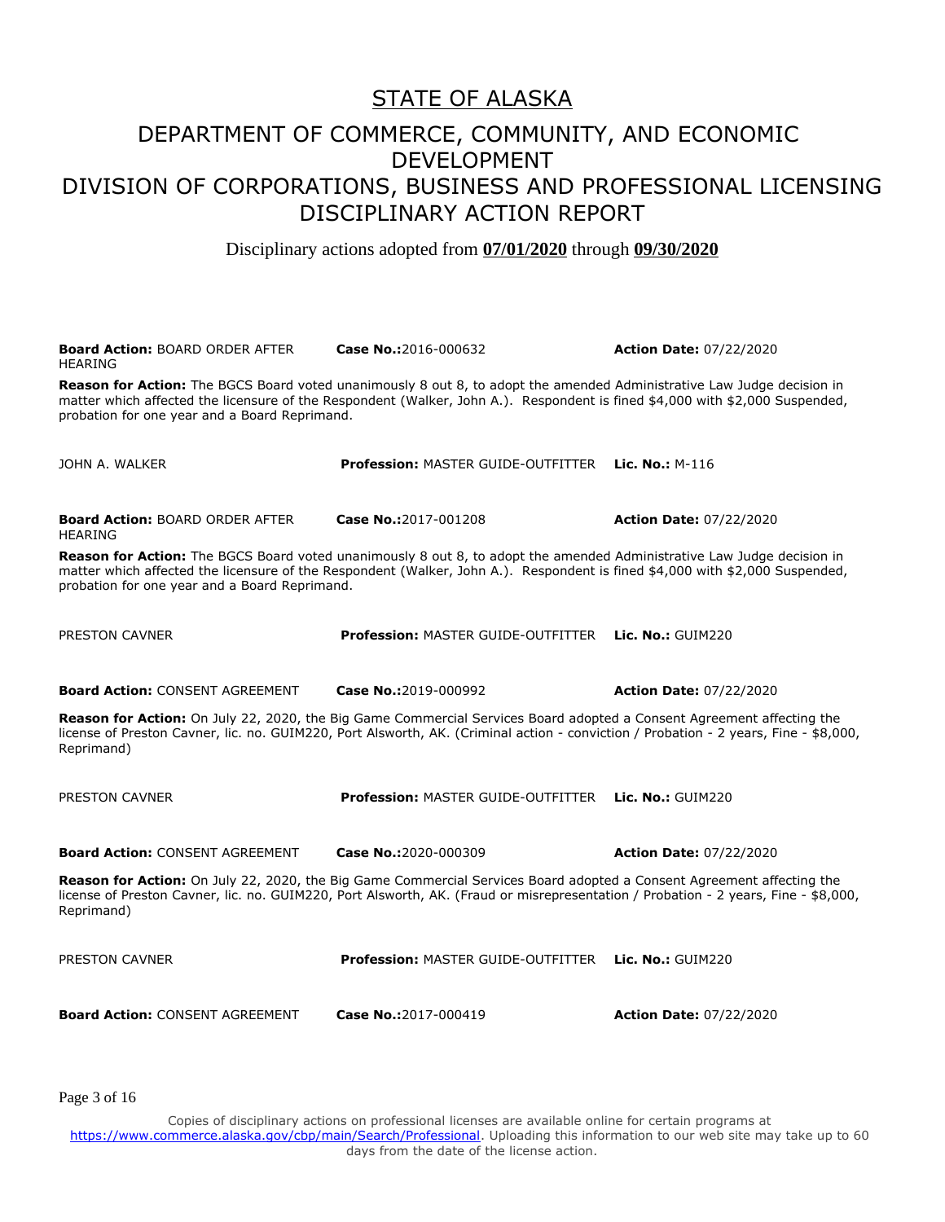# STATE OF ALASKA

## DEPARTMENT OF COMMERCE, COMMUNITY, AND ECONOMIC DEVELOPMENT
## DIVISION OF CORPORATIONS, BUSINESS AND PROFESSIONAL LICENSING
## DISCIPLINARY ACTION REPORT

Disciplinary actions adopted from **07/01/2020** through **09/30/2020**

**Board Action:** BOARD ORDER AFTER HEARING **Case No.:**2016-000632 **Action Date:** 07/22/2020

**Reason for Action:** The BGCS Board voted unanimously 8 out 8, to adopt the amended Administrative Law Judge decision in matter which affected the licensure of the Respondent (Walker, John A.). Respondent is fined $4,000 with $2,000 Suspended, probation for one year and a Board Reprimand.

JOHN A. WALKER **Profession:** MASTER GUIDE-OUTFITTER **Lic. No.:** M-116

**Board Action:** BOARD ORDER AFTER HEARING **Case No.:**2017-001208 **Action Date:** 07/22/2020

**Reason for Action:** The BGCS Board voted unanimously 8 out 8, to adopt the amended Administrative Law Judge decision in matter which affected the licensure of the Respondent (Walker, John A.). Respondent is fined $4,000 with $2,000 Suspended, probation for one year and a Board Reprimand.

PRESTON CAVNER **Profession:** MASTER GUIDE-OUTFITTER **Lic. No.:** GUIM220

**Board Action:** CONSENT AGREEMENT **Case No.:**2019-000992 **Action Date:** 07/22/2020

**Reason for Action:** On July 22, 2020, the Big Game Commercial Services Board adopted a Consent Agreement affecting the license of Preston Cavner, lic. no. GUIM220, Port Alsworth, AK. (Criminal action - conviction / Probation - 2 years, Fine - $8,000, Reprimand)

PRESTON CAVNER **Profession:** MASTER GUIDE-OUTFITTER **Lic. No.:** GUIM220

**Board Action:** CONSENT AGREEMENT **Case No.:**2020-000309 **Action Date:** 07/22/2020

**Reason for Action:** On July 22, 2020, the Big Game Commercial Services Board adopted a Consent Agreement affecting the license of Preston Cavner, lic. no. GUIM220, Port Alsworth, AK. (Fraud or misrepresentation / Probation - 2 years, Fine - $8,000, Reprimand)

PRESTON CAVNER **Profession:** MASTER GUIDE-OUTFITTER **Lic. No.:** GUIM220

**Board Action:** CONSENT AGREEMENT **Case No.:**2017-000419 **Action Date:** 07/22/2020

Copies of disciplinary actions on professional licenses are available online for certain programs at https://www.commerce.alaska.gov/cbp/main/Search/Professional. Uploading this information to our web site may take up to 60 days from the date of the license action.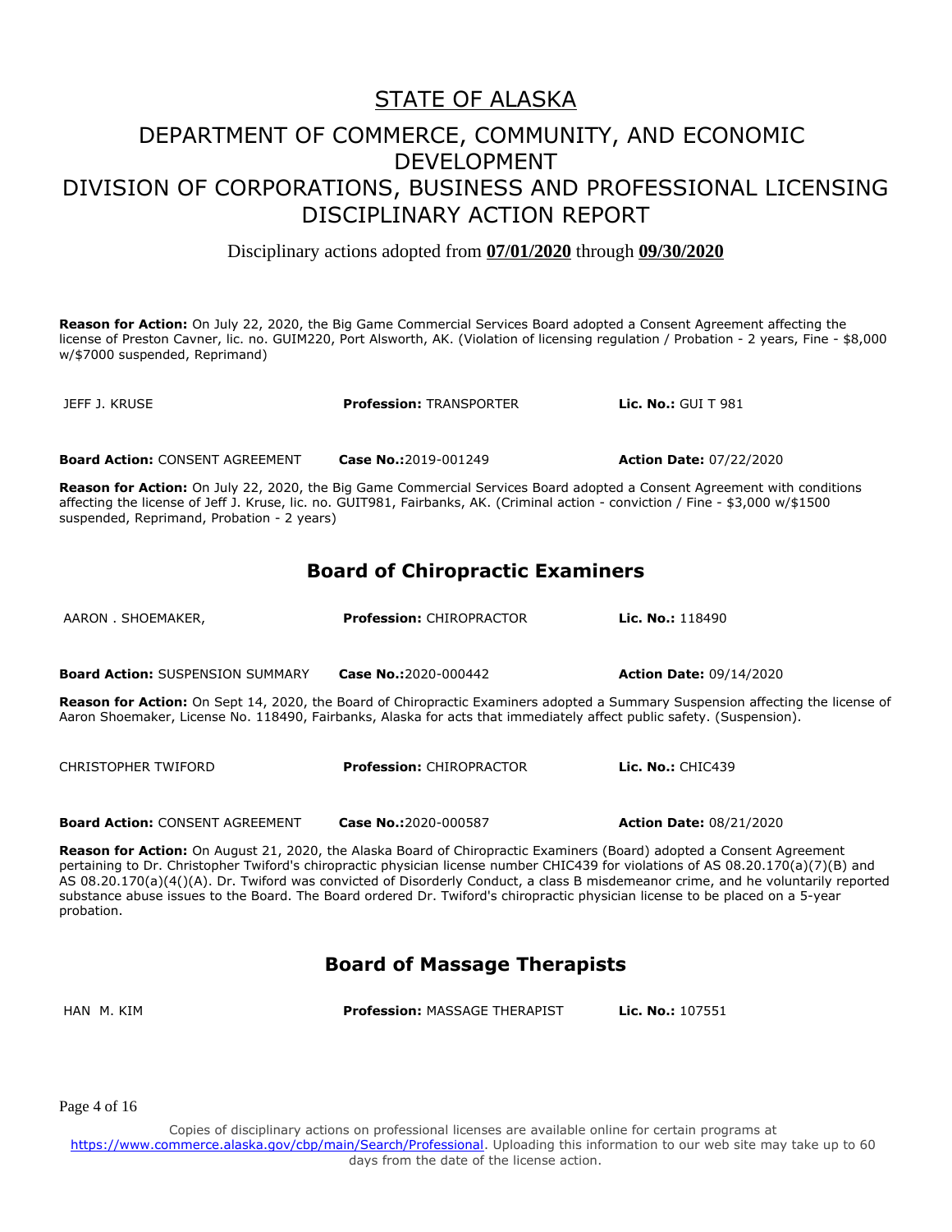# STATE OF ALASKA

# DEPARTMENT OF COMMERCE, COMMUNITY, AND ECONOMIC DEVELOPMENT
# DIVISION OF CORPORATIONS, BUSINESS AND PROFESSIONAL LICENSING
# DISCIPLINARY ACTION REPORT

Disciplinary actions adopted from **07/01/2020** through **09/30/2020**

**Reason for Action:** On July 22, 2020, the Big Game Commercial Services Board adopted a Consent Agreement affecting the license of Preston Cavner, lic. no. GUIM220, Port Alsworth, AK. (Violation of licensing regulation / Probation - 2 years, Fine - $8,000 w/$7000 suspended, Reprimand)

| JEFF J. KRUSE | **Profession:** TRANSPORTER | **Lic. No.:** GUI T 981 |
|---|---|---|
| **Board Action:** CONSENT AGREEMENT | **Case No.:**2019-001249 | **Action Date:** 07/22/2020 |

**Reason for Action:** On July 22, 2020, the Big Game Commercial Services Board adopted a Consent Agreement with conditions affecting the license of Jeff J. Kruse, lic. no. GUIT981, Fairbanks, AK. (Criminal action - conviction / Fine - $3,000 w/$1500 suspended, Reprimand, Probation - 2 years)

## Board of Chiropractic Examiners

| AARON . SHOEMAKER, | **Profession:** CHIROPRACTOR | **Lic. No.:** 118490 |
|---|---|---|
| **Board Action:** SUSPENSION SUMMARY | **Case No.:**2020-000442 | **Action Date:** 09/14/2020 |

**Reason for Action:** On Sept 14, 2020, the Board of Chiropractic Examiners adopted a Summary Suspension affecting the license of Aaron Shoemaker, License No. 118490, Fairbanks, Alaska for acts that immediately affect public safety. (Suspension).

| CHRISTOPHER TWIFORD | **Profession:** CHIROPRACTOR | **Lic. No.:** CHIC439 |
|---|---|---|
| **Board Action:** CONSENT AGREEMENT | **Case No.:**2020-000587 | **Action Date:** 08/21/2020 |

**Reason for Action:** On August 21, 2020, the Alaska Board of Chiropractic Examiners (Board) adopted a Consent Agreement pertaining to Dr. Christopher Twiford's chiropractic physician license number CHIC439 for violations of AS 08.20.170(a)(7)(B) and AS 08.20.170(a)(4()(A). Dr. Twiford was convicted of Disorderly Conduct, a class B misdemeanor crime, and he voluntarily reported substance abuse issues to the Board. The Board ordered Dr. Twiford's chiropractic physician license to be placed on a 5-year probation.

## Board of Massage Therapists

| HAN M. KIM | **Profession:** MASSAGE THERAPIST | **Lic. No.:** 107551 |
|---|---|---|

Copies of disciplinary actions on professional licenses are available online for certain programs at https://www.commerce.alaska.gov/cbp/main/Search/Professional. Uploading this information to our web site may take up to 60 days from the date of the license action.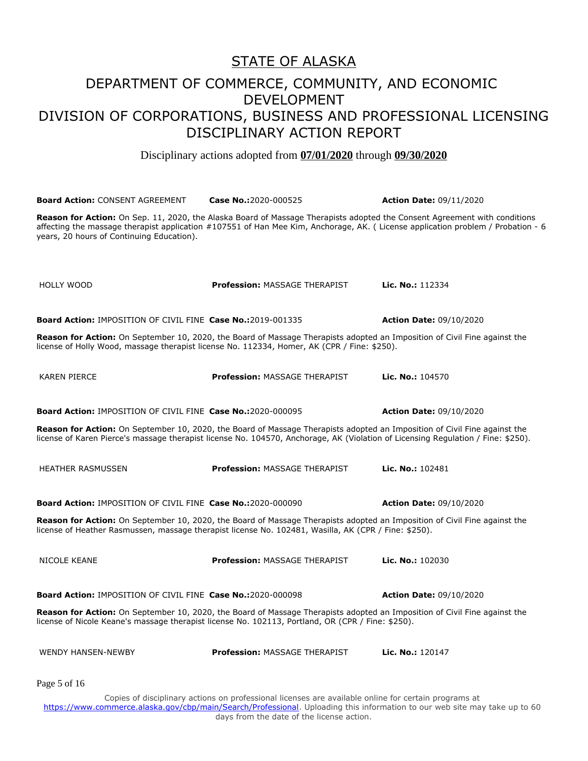# STATE OF ALASKA

## DEPARTMENT OF COMMERCE, COMMUNITY, AND ECONOMIC DEVELOPMENT

## DIVISION OF CORPORATIONS, BUSINESS AND PROFESSIONAL LICENSING

## DISCIPLINARY ACTION REPORT

Disciplinary actions adopted from **07/01/2020** through **09/30/2020**

**Board Action:** CONSENT AGREEMENT **Case No.:**2020-000525 **Action Date:** 09/11/2020

**Reason for Action:** On Sep. 11, 2020, the Alaska Board of Massage Therapists adopted the Consent Agreement with conditions affecting the massage therapist application #107551 of Han Mee Kim, Anchorage, AK. ( License application problem / Probation - 6 years, 20 hours of Continuing Education).

---

HOLLY WOOD **Profession:** MASSAGE THERAPIST **Lic. No.:** 112334

**Board Action:** IMPOSITION OF CIVIL FINE **Case No.:**2019-001335 **Action Date:** 09/10/2020

**Reason for Action:** On September 10, 2020, the Board of Massage Therapists adopted an Imposition of Civil Fine against the license of Holly Wood, massage therapist license No. 112334, Homer, AK (CPR / Fine: $250).

---

KAREN PIERCE **Profession:** MASSAGE THERAPIST **Lic. No.:** 104570

**Board Action:** IMPOSITION OF CIVIL FINE **Case No.:**2020-000095 **Action Date:** 09/10/2020

**Reason for Action:** On September 10, 2020, the Board of Massage Therapists adopted an Imposition of Civil Fine against the license of Karen Pierce's massage therapist license No. 104570, Anchorage, AK (Violation of Licensing Regulation / Fine: $250).

---

HEATHER RASMUSSEN **Profession:** MASSAGE THERAPIST **Lic. No.:** 102481

**Board Action:** IMPOSITION OF CIVIL FINE **Case No.:**2020-000090 **Action Date:** 09/10/2020

**Reason for Action:** On September 10, 2020, the Board of Massage Therapists adopted an Imposition of Civil Fine against the license of Heather Rasmussen, massage therapist license No. 102481, Wasilla, AK (CPR / Fine: $250).

---

NICOLE KEANE **Profession:** MASSAGE THERAPIST **Lic. No.:** 102030

**Board Action:** IMPOSITION OF CIVIL FINE **Case No.:**2020-000098 **Action Date:** 09/10/2020

**Reason for Action:** On September 10, 2020, the Board of Massage Therapists adopted an Imposition of Civil Fine against the license of Nicole Keane's massage therapist license No. 102113, Portland, OR (CPR / Fine: $250).

---

WENDY HANSEN-NEWBY **Profession:** MASSAGE THERAPIST **Lic. No.:** 120147

Copies of disciplinary actions on professional licenses are available online for certain programs at https://www.commerce.alaska.gov/cbp/main/Search/Professional. Uploading this information to our web site may take up to 60 days from the date of the license action.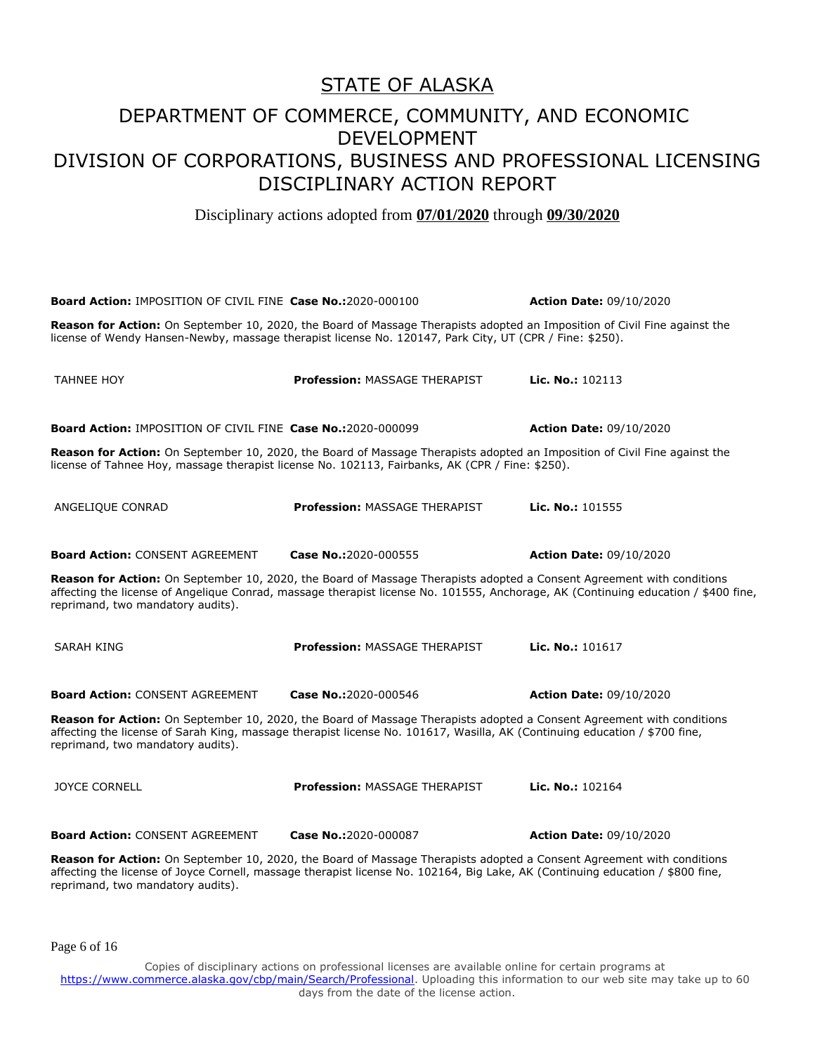# STATE OF ALASKA

## DEPARTMENT OF COMMERCE, COMMUNITY, AND ECONOMIC DEVELOPMENT
## DIVISION OF CORPORATIONS, BUSINESS AND PROFESSIONAL LICENSING
## DISCIPLINARY ACTION REPORT

Disciplinary actions adopted from **07/01/2020** through **09/30/2020**

**Board Action:** IMPOSITION OF CIVIL FINE **Case No.:**2020-000100 **Action Date:** 09/10/2020

**Reason for Action:** On September 10, 2020, the Board of Massage Therapists adopted an Imposition of Civil Fine against the license of Wendy Hansen-Newby, massage therapist license No. 120147, Park City, UT (CPR / Fine: $250).

TAHNEE HOY **Profession:** MASSAGE THERAPIST **Lic. No.:** 102113

**Board Action:** IMPOSITION OF CIVIL FINE **Case No.:**2020-000099 **Action Date:** 09/10/2020

**Reason for Action:** On September 10, 2020, the Board of Massage Therapists adopted an Imposition of Civil Fine against the license of Tahnee Hoy, massage therapist license No. 102113, Fairbanks, AK (CPR / Fine: $250).

ANGELIQUE CONRAD **Profession:** MASSAGE THERAPIST **Lic. No.:** 101555

**Board Action:** CONSENT AGREEMENT **Case No.:**2020-000555 **Action Date:** 09/10/2020

**Reason for Action:** On September 10, 2020, the Board of Massage Therapists adopted a Consent Agreement with conditions affecting the license of Angelique Conrad, massage therapist license No. 101555, Anchorage, AK (Continuing education / $400 fine, reprimand, two mandatory audits).

SARAH KING **Profession:** MASSAGE THERAPIST **Lic. No.:** 101617

**Board Action:** CONSENT AGREEMENT **Case No.:**2020-000546 **Action Date:** 09/10/2020

**Reason for Action:** On September 10, 2020, the Board of Massage Therapists adopted a Consent Agreement with conditions affecting the license of Sarah King, massage therapist license No. 101617, Wasilla, AK (Continuing education / $700 fine, reprimand, two mandatory audits).

JOYCE CORNELL **Profession:** MASSAGE THERAPIST **Lic. No.:** 102164

**Board Action:** CONSENT AGREEMENT **Case No.:**2020-000087 **Action Date:** 09/10/2020

**Reason for Action:** On September 10, 2020, the Board of Massage Therapists adopted a Consent Agreement with conditions affecting the license of Joyce Cornell, massage therapist license No. 102164, Big Lake, AK (Continuing education / $800 fine, reprimand, two mandatory audits).

Copies of disciplinary actions on professional licenses are available online for certain programs at https://www.commerce.alaska.gov/cbp/main/Search/Professional. Uploading this information to our web site may take up to 60 days from the date of the license action.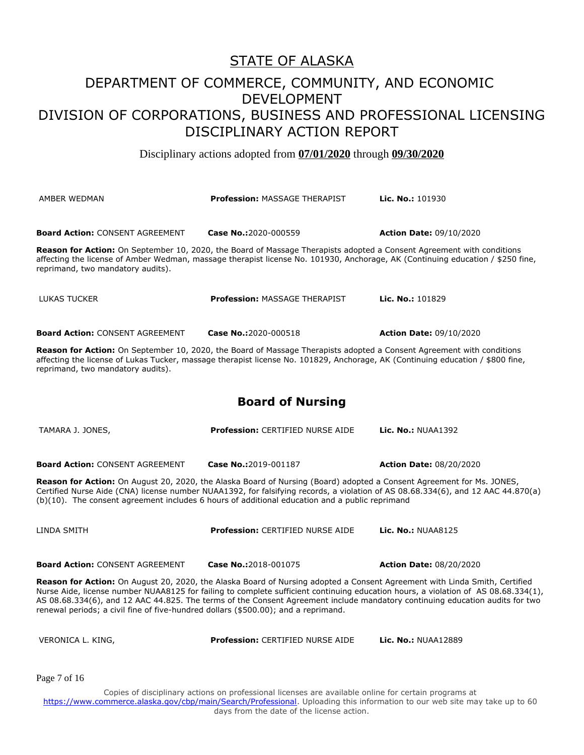# STATE OF ALASKA

## DEPARTMENT OF COMMERCE, COMMUNITY, AND ECONOMIC DEVELOPMENT
## DIVISION OF CORPORATIONS, BUSINESS AND PROFESSIONAL LICENSING
## DISCIPLINARY ACTION REPORT

Disciplinary actions adopted from **07/01/2020** through **09/30/2020**

AMBER WEDMAN **Profession:** MASSAGE THERAPIST **Lic. No.:** 101930

**Board Action:** CONSENT AGREEMENT **Case No.:**2020-000559 **Action Date:** 09/10/2020

**Reason for Action:** On September 10, 2020, the Board of Massage Therapists adopted a Consent Agreement with conditions affecting the license of Amber Wedman, massage therapist license No. 101930, Anchorage, AK (Continuing education / $250 fine, reprimand, two mandatory audits).

LUKAS TUCKER **Profession:** MASSAGE THERAPIST **Lic. No.:** 101829

**Board Action:** CONSENT AGREEMENT **Case No.:**2020-000518 **Action Date:** 09/10/2020

**Reason for Action:** On September 10, 2020, the Board of Massage Therapists adopted a Consent Agreement with conditions affecting the license of Lukas Tucker, massage therapist license No. 101829, Anchorage, AK (Continuing education / $800 fine, reprimand, two mandatory audits).

## Board of Nursing

TAMARA J. JONES, **Profession:** CERTIFIED NURSE AIDE **Lic. No.:** NUAA1392

**Board Action:** CONSENT AGREEMENT **Case No.:**2019-001187 **Action Date:** 08/20/2020

**Reason for Action:** On August 20, 2020, the Alaska Board of Nursing (Board) adopted a Consent Agreement for Ms. JONES, Certified Nurse Aide (CNA) license number NUAA1392, for falsifying records, a violation of AS 08.68.334(6), and 12 AAC 44.870(a)(b)(10). The consent agreement includes 6 hours of additional education and a public reprimand

LINDA SMITH **Profession:** CERTIFIED NURSE AIDE **Lic. No.:** NUAA8125

**Board Action:** CONSENT AGREEMENT **Case No.:**2018-001075 **Action Date:** 08/20/2020

**Reason for Action:** On August 20, 2020, the Alaska Board of Nursing adopted a Consent Agreement with Linda Smith, Certified Nurse Aide, license number NUAA8125 for failing to complete sufficient continuing education hours, a violation of AS 08.68.334(1), AS 08.68.334(6), and 12 AAC 44.825. The terms of the Consent Agreement include mandatory continuing education audits for two renewal periods; a civil fine of five-hundred dollars ($500.00); and a reprimand.

VERONICA L. KING, **Profession:** CERTIFIED NURSE AIDE **Lic. No.:** NUAA12889

Copies of disciplinary actions on professional licenses are available online for certain programs at https://www.commerce.alaska.gov/cbp/main/Search/Professional. Uploading this information to our web site may take up to 60 days from the date of the license action.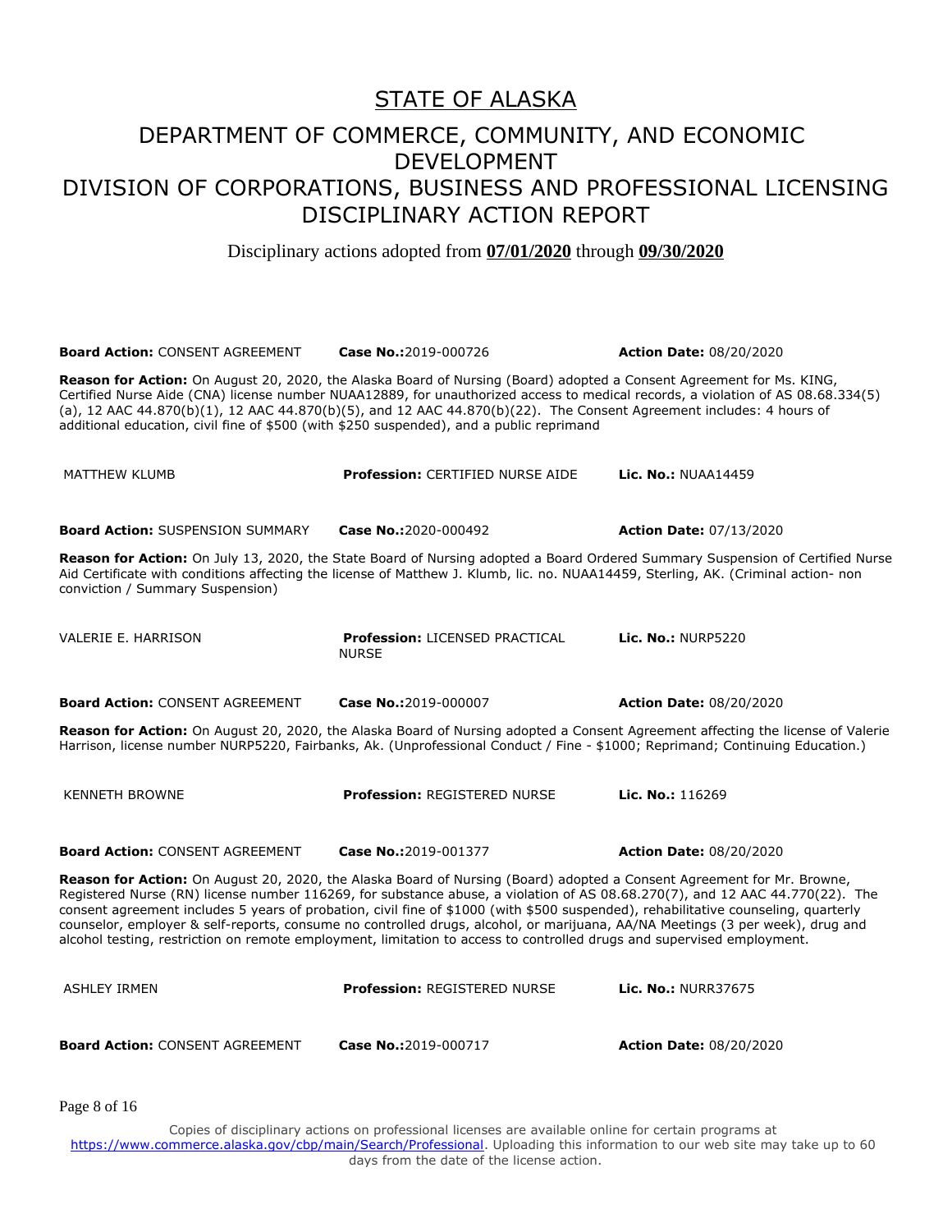# STATE OF ALASKA

## DEPARTMENT OF COMMERCE, COMMUNITY, AND ECONOMIC DEVELOPMENT
## DIVISION OF CORPORATIONS, BUSINESS AND PROFESSIONAL LICENSING
## DISCIPLINARY ACTION REPORT

Disciplinary actions adopted from **07/01/2020** through **09/30/2020**

**Board Action:** CONSENT AGREEMENT **Case No.:**2019-000726 **Action Date:** 08/20/2020

**Reason for Action:** On August 20, 2020, the Alaska Board of Nursing (Board) adopted a Consent Agreement for Ms. KING, Certified Nurse Aide (CNA) license number NUAA12889, for unauthorized access to medical records, a violation of AS 08.68.334(5)(a), 12 AAC 44.870(b)(1), 12 AAC 44.870(b)(5), and 12 AAC 44.870(b)(22). The Consent Agreement includes: 4 hours of additional education, civil fine of $500 (with $250 suspended), and a public reprimand

MATTHEW KLUMB **Profession:** CERTIFIED NURSE AIDE **Lic. No.:** NUAA14459

**Board Action:** SUSPENSION SUMMARY **Case No.:**2020-000492 **Action Date:** 07/13/2020

**Reason for Action:** On July 13, 2020, the State Board of Nursing adopted a Board Ordered Summary Suspension of Certified Nurse Aid Certificate with conditions affecting the license of Matthew J. Klumb, lic. no. NUAA14459, Sterling, AK. (Criminal action- non conviction / Summary Suspension)

VALERIE E. HARRISON **Profession:** LICENSED PRACTICAL NURSE **Lic. No.:** NURP5220

**Board Action:** CONSENT AGREEMENT **Case No.:**2019-000007 **Action Date:** 08/20/2020

**Reason for Action:** On August 20, 2020, the Alaska Board of Nursing adopted a Consent Agreement affecting the license of Valerie Harrison, license number NURP5220, Fairbanks, Ak. (Unprofessional Conduct / Fine - $1000; Reprimand; Continuing Education.)

KENNETH BROWNE **Profession:** REGISTERED NURSE **Lic. No.:** 116269

**Board Action:** CONSENT AGREEMENT **Case No.:**2019-001377 **Action Date:** 08/20/2020

**Reason for Action:** On August 20, 2020, the Alaska Board of Nursing (Board) adopted a Consent Agreement for Mr. Browne, Registered Nurse (RN) license number 116269, for substance abuse, a violation of AS 08.68.270(7), and 12 AAC 44.770(22). The consent agreement includes 5 years of probation, civil fine of $1000 (with $500 suspended), rehabilitative counseling, quarterly counselor, employer & self-reports, consume no controlled drugs, alcohol, or marijuana, AA/NA Meetings (3 per week), drug and alcohol testing, restriction on remote employment, limitation to access to controlled drugs and supervised employment.

ASHLEY IRMEN **Profession:** REGISTERED NURSE **Lic. No.:** NURR37675

**Board Action:** CONSENT AGREEMENT **Case No.:**2019-000717 **Action Date:** 08/20/2020

Copies of disciplinary actions on professional licenses are available online for certain programs at https://www.commerce.alaska.gov/cbp/main/Search/Professional. Uploading this information to our web site may take up to 60 days from the date of the license action.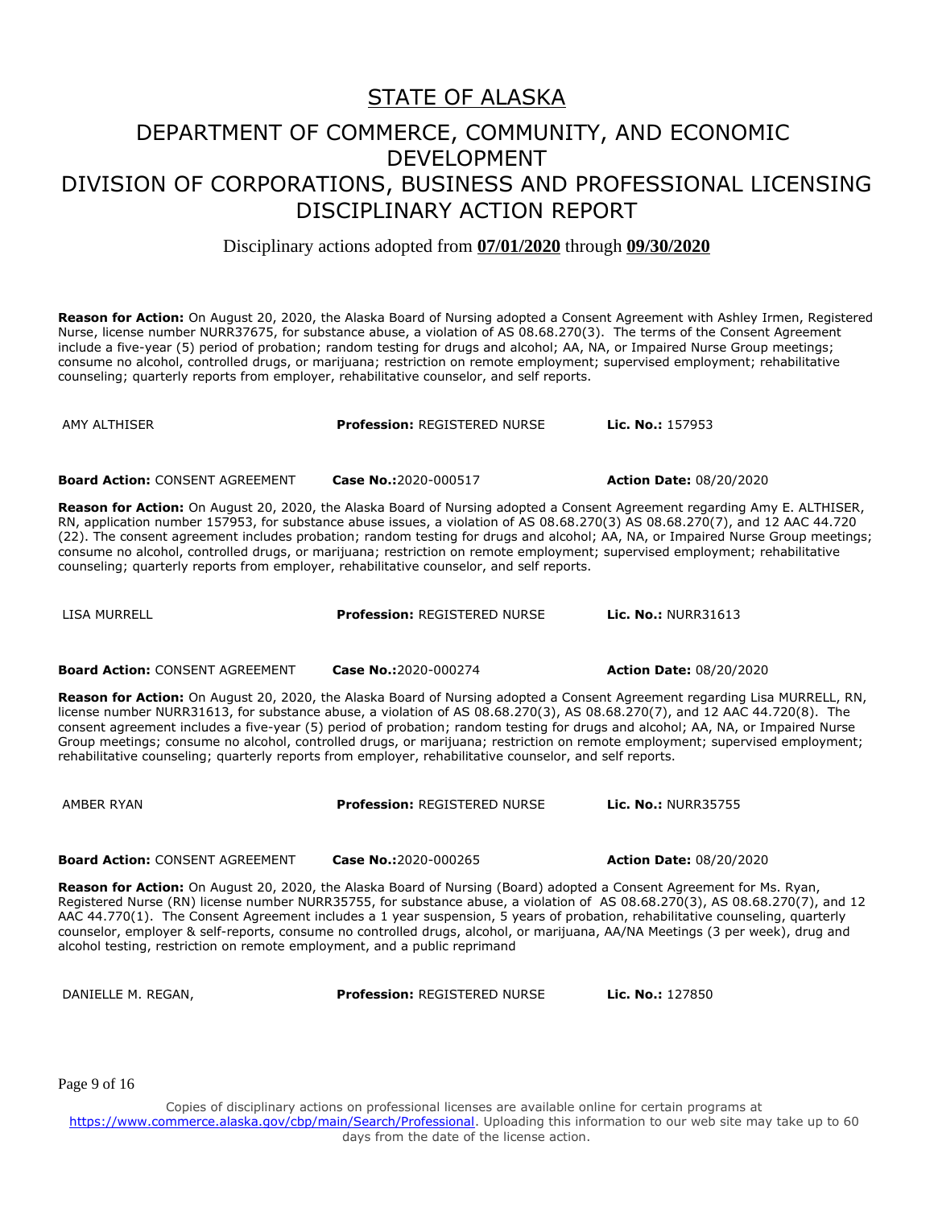# STATE OF ALASKA

# DEPARTMENT OF COMMERCE, COMMUNITY, AND ECONOMIC DEVELOPMENT
# DIVISION OF CORPORATIONS, BUSINESS AND PROFESSIONAL LICENSING
# DISCIPLINARY ACTION REPORT

Disciplinary actions adopted from **07/01/2020** through **09/30/2020**

**Reason for Action:** On August 20, 2020, the Alaska Board of Nursing adopted a Consent Agreement with Ashley Irmen, Registered Nurse, license number NURR37675, for substance abuse, a violation of AS 08.68.270(3). The terms of the Consent Agreement include a five-year (5) period of probation; random testing for drugs and alcohol; AA, NA, or Impaired Nurse Group meetings; consume no alcohol, controlled drugs, or marijuana; restriction on remote employment; supervised employment; rehabilitative counseling; quarterly reports from employer, rehabilitative counselor, and self reports.

| AMY ALTHISER | **Profession:** REGISTERED NURSE | **Lic. No.:** 157953 |
|---|---|---|
| **Board Action:** CONSENT AGREEMENT | **Case No.:** 2020-000517 | **Action Date:** 08/20/2020 |

**Reason for Action:** On August 20, 2020, the Alaska Board of Nursing adopted a Consent Agreement regarding Amy E. ALTHISER, RN, application number 157953, for substance abuse issues, a violation of AS 08.68.270(3) AS 08.68.270(7), and 12 AAC 44.720 (22). The consent agreement includes probation; random testing for drugs and alcohol; AA, NA, or Impaired Nurse Group meetings; consume no alcohol, controlled drugs, or marijuana; restriction on remote employment; supervised employment; rehabilitative counseling; quarterly reports from employer, rehabilitative counselor, and self reports.

| LISA MURRELL | **Profession:** REGISTERED NURSE | **Lic. No.:** NURR31613 |
|---|---|---|
| **Board Action:** CONSENT AGREEMENT | **Case No.:** 2020-000274 | **Action Date:** 08/20/2020 |

**Reason for Action:** On August 20, 2020, the Alaska Board of Nursing adopted a Consent Agreement regarding Lisa MURRELL, RN, license number NURR31613, for substance abuse, a violation of AS 08.68.270(3), AS 08.68.270(7), and 12 AAC 44.720(8). The consent agreement includes a five-year (5) period of probation; random testing for drugs and alcohol; AA, NA, or Impaired Nurse Group meetings; consume no alcohol, controlled drugs, or marijuana; restriction on remote employment; supervised employment; rehabilitative counseling; quarterly reports from employer, rehabilitative counselor, and self reports.

| AMBER RYAN | **Profession:** REGISTERED NURSE | **Lic. No.:** NURR35755 |
|---|---|---|
| **Board Action:** CONSENT AGREEMENT | **Case No.:** 2020-000265 | **Action Date:** 08/20/2020 |

**Reason for Action:** On August 20, 2020, the Alaska Board of Nursing (Board) adopted a Consent Agreement for Ms. Ryan, Registered Nurse (RN) license number NURR35755, for substance abuse, a violation of AS 08.68.270(3), AS 08.68.270(7), and 12 AAC 44.770(1). The Consent Agreement includes a 1 year suspension, 5 years of probation, rehabilitative counseling, quarterly counselor, employer & self-reports, consume no controlled drugs, alcohol, or marijuana, AA/NA Meetings (3 per week), drug and alcohol testing, restriction on remote employment, and a public reprimand

| DANIELLE M. REGAN, | **Profession:** REGISTERED NURSE | **Lic. No.:** 127850 |
|---|---|---|

Copies of disciplinary actions on professional licenses are available online for certain programs at https://www.commerce.alaska.gov/cbp/main/Search/Professional. Uploading this information to our web site may take up to 60 days from the date of the license action.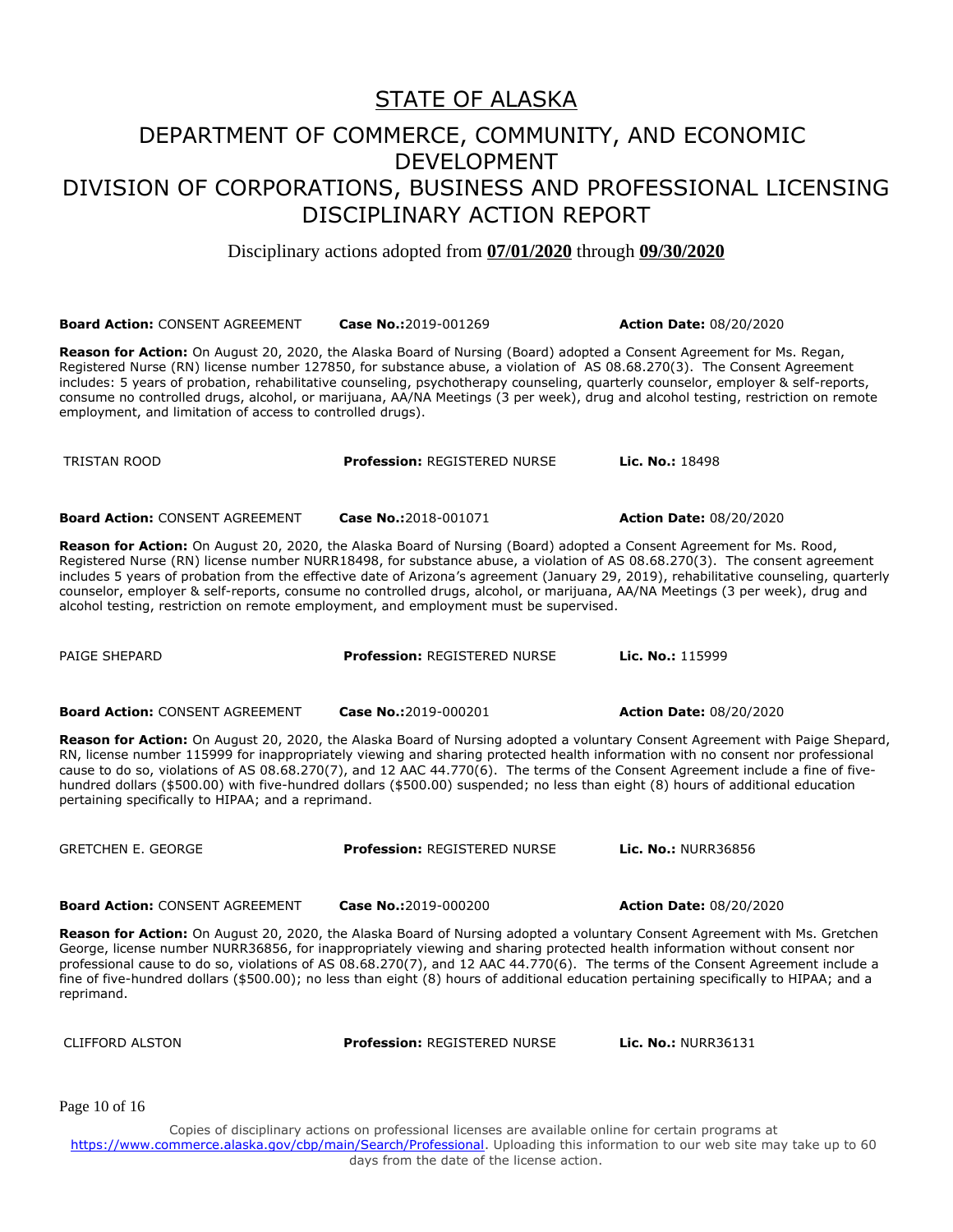# STATE OF ALASKA

## DEPARTMENT OF COMMERCE, COMMUNITY, AND ECONOMIC DEVELOPMENT
## DIVISION OF CORPORATIONS, BUSINESS AND PROFESSIONAL LICENSING
## DISCIPLINARY ACTION REPORT

Disciplinary actions adopted from **07/01/2020** through **09/30/2020**

**Board Action:** CONSENT AGREEMENT **Case No.:**2019-001269 **Action Date:** 08/20/2020

**Reason for Action:** On August 20, 2020, the Alaska Board of Nursing (Board) adopted a Consent Agreement for Ms. Regan, Registered Nurse (RN) license number 127850, for substance abuse, a violation of AS 08.68.270(3). The Consent Agreement includes: 5 years of probation, rehabilitative counseling, psychotherapy counseling, quarterly counselor, employer & self-reports, consume no controlled drugs, alcohol, or marijuana, AA/NA Meetings (3 per week), drug and alcohol testing, restriction on remote employment, and limitation of access to controlled drugs).

TRISTAN ROOD **Profession:** REGISTERED NURSE **Lic. No.:** 18498

**Board Action:** CONSENT AGREEMENT **Case No.:**2018-001071 **Action Date:** 08/20/2020

**Reason for Action:** On August 20, 2020, the Alaska Board of Nursing (Board) adopted a Consent Agreement for Ms. Rood, Registered Nurse (RN) license number NURR18498, for substance abuse, a violation of AS 08.68.270(3). The consent agreement includes 5 years of probation from the effective date of Arizona's agreement (January 29, 2019), rehabilitative counseling, quarterly counselor, employer & self-reports, consume no controlled drugs, alcohol, or marijuana, AA/NA Meetings (3 per week), drug and alcohol testing, restriction on remote employment, and employment must be supervised.

PAIGE SHEPARD **Profession:** REGISTERED NURSE **Lic. No.:** 115999

**Board Action:** CONSENT AGREEMENT **Case No.:**2019-000201 **Action Date:** 08/20/2020

**Reason for Action:** On August 20, 2020, the Alaska Board of Nursing adopted a voluntary Consent Agreement with Paige Shepard, RN, license number 115999 for inappropriately viewing and sharing protected health information with no consent nor professional cause to do so, violations of AS 08.68.270(7), and 12 AAC 44.770(6). The terms of the Consent Agreement include a fine of five-hundred dollars ($500.00) with five-hundred dollars ($500.00) suspended; no less than eight (8) hours of additional education pertaining specifically to HIPAA; and a reprimand.

GRETCHEN E. GEORGE **Profession:** REGISTERED NURSE **Lic. No.:** NURR36856

**Board Action:** CONSENT AGREEMENT **Case No.:**2019-000200 **Action Date:** 08/20/2020

**Reason for Action:** On August 20, 2020, the Alaska Board of Nursing adopted a voluntary Consent Agreement with Ms. Gretchen George, license number NURR36856, for inappropriately viewing and sharing protected health information without consent nor professional cause to do so, violations of AS 08.68.270(7), and 12 AAC 44.770(6). The terms of the Consent Agreement include a fine of five-hundred dollars ($500.00); no less than eight (8) hours of additional education pertaining specifically to HIPAA; and a reprimand.

CLIFFORD ALSTON **Profession:** REGISTERED NURSE **Lic. No.:** NURR36131

Copies of disciplinary actions on professional licenses are available online for certain programs at https://www.commerce.alaska.gov/cbp/main/Search/Professional. Uploading this information to our web site may take up to 60 days from the date of the license action.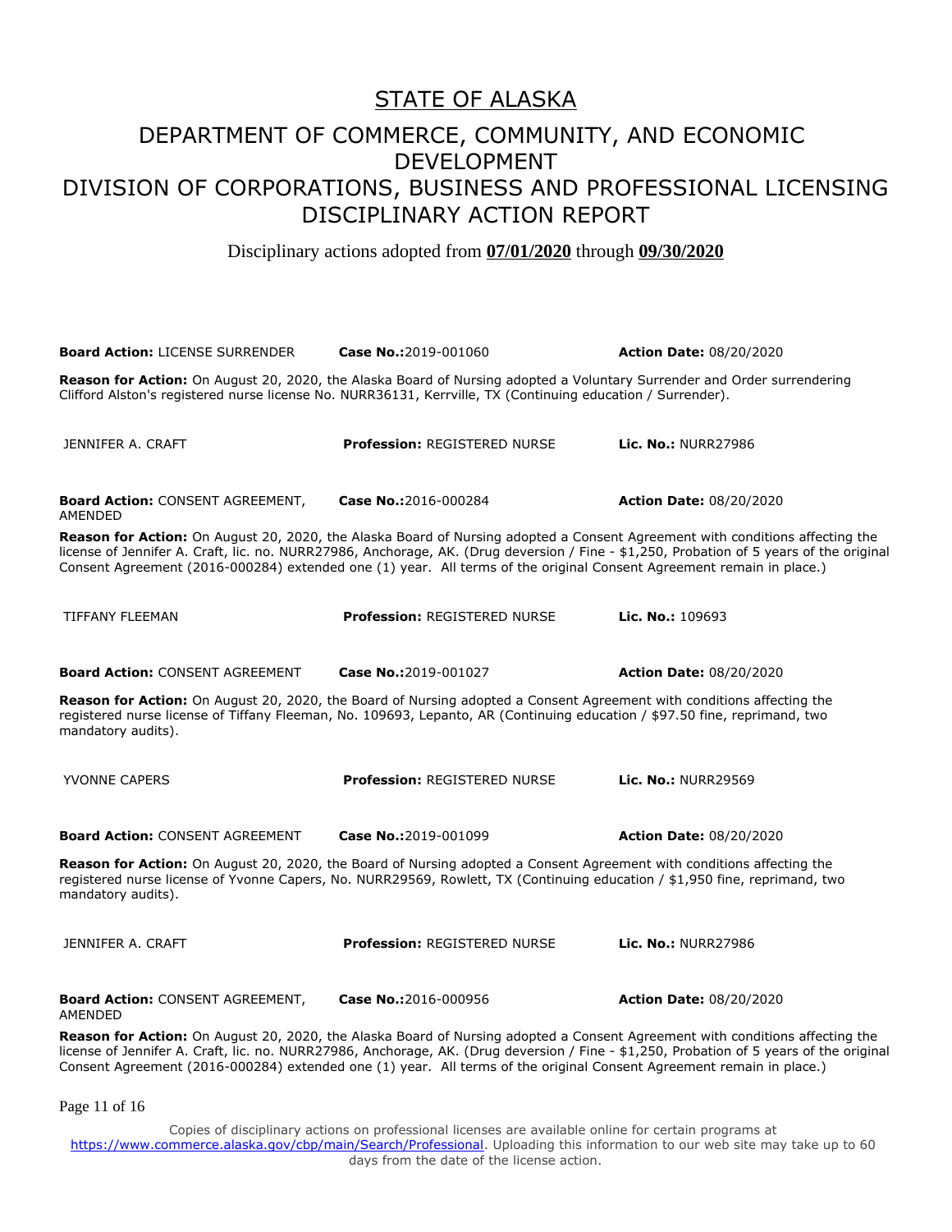# STATE OF ALASKA

## DEPARTMENT OF COMMERCE, COMMUNITY, AND ECONOMIC DEVELOPMENT

## DIVISION OF CORPORATIONS, BUSINESS AND PROFESSIONAL LICENSING

## DISCIPLINARY ACTION REPORT

Disciplinary actions adopted from **07/01/2020** through **09/30/2020**

**Board Action:** LICENSE SURRENDER **Case No.:** 2019-001060 **Action Date:** 08/20/2020

**Reason for Action:** On August 20, 2020, the Alaska Board of Nursing adopted a Voluntary Surrender and Order surrendering Clifford Alston's registered nurse license No. NURR36131, Kerrville, TX (Continuing education / Surrender).

JENNIFER A. CRAFT **Profession:** REGISTERED NURSE **Lic. No.:** NURR27986

**Board Action:** CONSENT AGREEMENT, AMENDED **Case No.:** 2016-000284 **Action Date:** 08/20/2020

**Reason for Action:** On August 20, 2020, the Alaska Board of Nursing adopted a Consent Agreement with conditions affecting the license of Jennifer A. Craft, lic. no. NURR27986, Anchorage, AK. (Drug deversion / Fine - $1,250, Probation of 5 years of the original Consent Agreement (2016-000284) extended one (1) year. All terms of the original Consent Agreement remain in place.)

TIFFANY FLEEMAN **Profession:** REGISTERED NURSE **Lic. No.:** 109693

**Board Action:** CONSENT AGREEMENT **Case No.:** 2019-001027 **Action Date:** 08/20/2020

**Reason for Action:** On August 20, 2020, the Board of Nursing adopted a Consent Agreement with conditions affecting the registered nurse license of Tiffany Fleeman, No. 109693, Lepanto, AR (Continuing education / $97.50 fine, reprimand, two mandatory audits).

YVONNE CAPERS **Profession:** REGISTERED NURSE **Lic. No.:** NURR29569

**Board Action:** CONSENT AGREEMENT **Case No.:** 2019-001099 **Action Date:** 08/20/2020

**Reason for Action:** On August 20, 2020, the Board of Nursing adopted a Consent Agreement with conditions affecting the registered nurse license of Yvonne Capers, No. NURR29569, Rowlett, TX (Continuing education / $1,950 fine, reprimand, two mandatory audits).

JENNIFER A. CRAFT **Profession:** REGISTERED NURSE **Lic. No.:** NURR27986

**Board Action:** CONSENT AGREEMENT, AMENDED **Case No.:** 2016-000956 **Action Date:** 08/20/2020

**Reason for Action:** On August 20, 2020, the Alaska Board of Nursing adopted a Consent Agreement with conditions affecting the license of Jennifer A. Craft, lic. no. NURR27986, Anchorage, AK. (Drug deversion / Fine - $1,250, Probation of 5 years of the original Consent Agreement (2016-000284) extended one (1) year. All terms of the original Consent Agreement remain in place.)

Copies of disciplinary actions on professional licenses are available online for certain programs at https://www.commerce.alaska.gov/cbp/main/Search/Professional. Uploading this information to our web site may take up to 60 days from the date of the license action.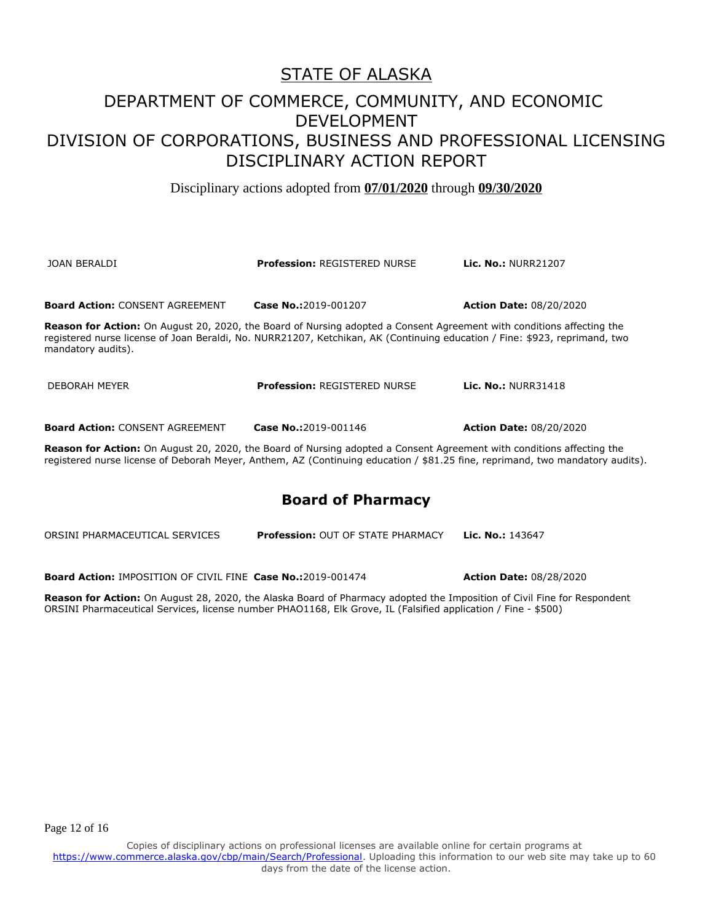# STATE OF ALASKA

## DEPARTMENT OF COMMERCE, COMMUNITY, AND ECONOMIC DEVELOPMENT
## DIVISION OF CORPORATIONS, BUSINESS AND PROFESSIONAL LICENSING
## DISCIPLINARY ACTION REPORT

Disciplinary actions adopted from **07/01/2020** through **09/30/2020**

JOAN BERALDI **Profession:** REGISTERED NURSE **Lic. No.:** NURR21207

**Board Action:** CONSENT AGREEMENT **Case No.:** 2019-001207 **Action Date:** 08/20/2020

**Reason for Action:** On August 20, 2020, the Board of Nursing adopted a Consent Agreement with conditions affecting the registered nurse license of Joan Beraldi, No. NURR21207, Ketchikan, AK (Continuing education / Fine: $923, reprimand, two mandatory audits).

DEBORAH MEYER **Profession:** REGISTERED NURSE **Lic. No.:** NURR31418

**Board Action:** CONSENT AGREEMENT **Case No.:** 2019-001146 **Action Date:** 08/20/2020

**Reason for Action:** On August 20, 2020, the Board of Nursing adopted a Consent Agreement with conditions affecting the registered nurse license of Deborah Meyer, Anthem, AZ (Continuing education / $81.25 fine, reprimand, two mandatory audits).

## Board of Pharmacy

ORSINI PHARMACEUTICAL SERVICES **Profession:** OUT OF STATE PHARMACY **Lic. No.:** 143647

**Board Action:** IMPOSITION OF CIVIL FINE **Case No.:** 2019-001474 **Action Date:** 08/28/2020

**Reason for Action:** On August 28, 2020, the Alaska Board of Pharmacy adopted the Imposition of Civil Fine for Respondent ORSINI Pharmaceutical Services, license number PHAO1168, Elk Grove, IL (Falsified application / Fine - $500)

Copies of disciplinary actions on professional licenses are available online for certain programs at https://www.commerce.alaska.gov/cbp/main/Search/Professional. Uploading this information to our web site may take up to 60 days from the date of the license action.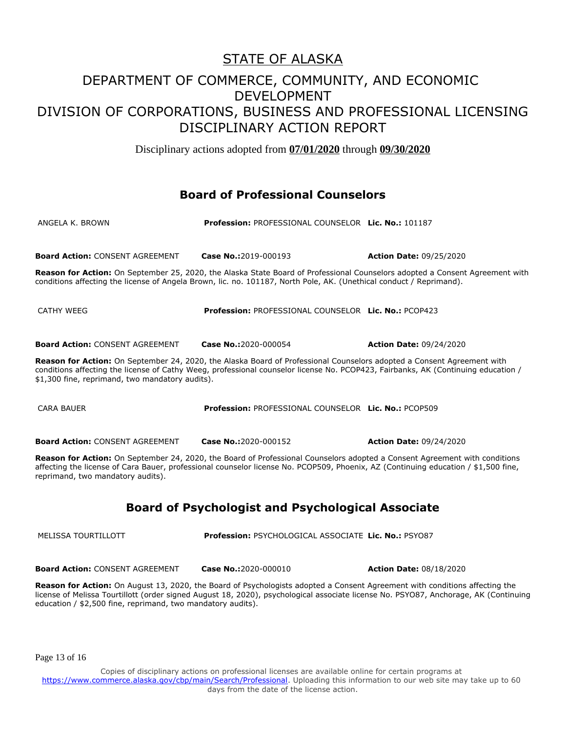# STATE OF ALASKA

# DEPARTMENT OF COMMERCE, COMMUNITY, AND ECONOMIC DEVELOPMENT
# DIVISION OF CORPORATIONS, BUSINESS AND PROFESSIONAL LICENSING
# DISCIPLINARY ACTION REPORT

Disciplinary actions adopted from **07/01/2020** through **09/30/2020**

## Board of Professional Counselors

ANGELA K. BROWN **Profession:** PROFESSIONAL COUNSELOR **Lic. No.:** 101187

**Board Action:** CONSENT AGREEMENT **Case No.:**2019-000193 **Action Date:** 09/25/2020

**Reason for Action:** On September 25, 2020, the Alaska State Board of Professional Counselors adopted a Consent Agreement with conditions affecting the license of Angela Brown, lic. no. 101187, North Pole, AK. (Unethical conduct / Reprimand).

CATHY WEEG **Profession:** PROFESSIONAL COUNSELOR **Lic. No.:** PCOP423

**Board Action:** CONSENT AGREEMENT **Case No.:**2020-000054 **Action Date:** 09/24/2020

**Reason for Action:** On September 24, 2020, the Alaska Board of Professional Counselors adopted a Consent Agreement with conditions affecting the license of Cathy Weeg, professional counselor license No. PCOP423, Fairbanks, AK (Continuing education / $1,300 fine, reprimand, two mandatory audits).

CARA BAUER **Profession:** PROFESSIONAL COUNSELOR **Lic. No.:** PCOP509

**Board Action:** CONSENT AGREEMENT **Case No.:**2020-000152 **Action Date:** 09/24/2020

**Reason for Action:** On September 24, 2020, the Board of Professional Counselors adopted a Consent Agreement with conditions affecting the license of Cara Bauer, professional counselor license No. PCOP509, Phoenix, AZ (Continuing education / $1,500 fine, reprimand, two mandatory audits).

## Board of Psychologist and Psychological Associate

MELISSA TOURTILLOTT **Profession:** PSYCHOLOGICAL ASSOCIATE **Lic. No.:** PSYO87

**Board Action:** CONSENT AGREEMENT **Case No.:**2020-000010 **Action Date:** 08/18/2020

**Reason for Action:** On August 13, 2020, the Board of Psychologists adopted a Consent Agreement with conditions affecting the license of Melissa Tourtillott (order signed August 18, 2020), psychological associate license No. PSYO87, Anchorage, AK (Continuing education / $2,500 fine, reprimand, two mandatory audits).

Copies of disciplinary actions on professional licenses are available online for certain programs at https://www.commerce.alaska.gov/cbp/main/Search/Professional. Uploading this information to our web site may take up to 60 days from the date of the license action.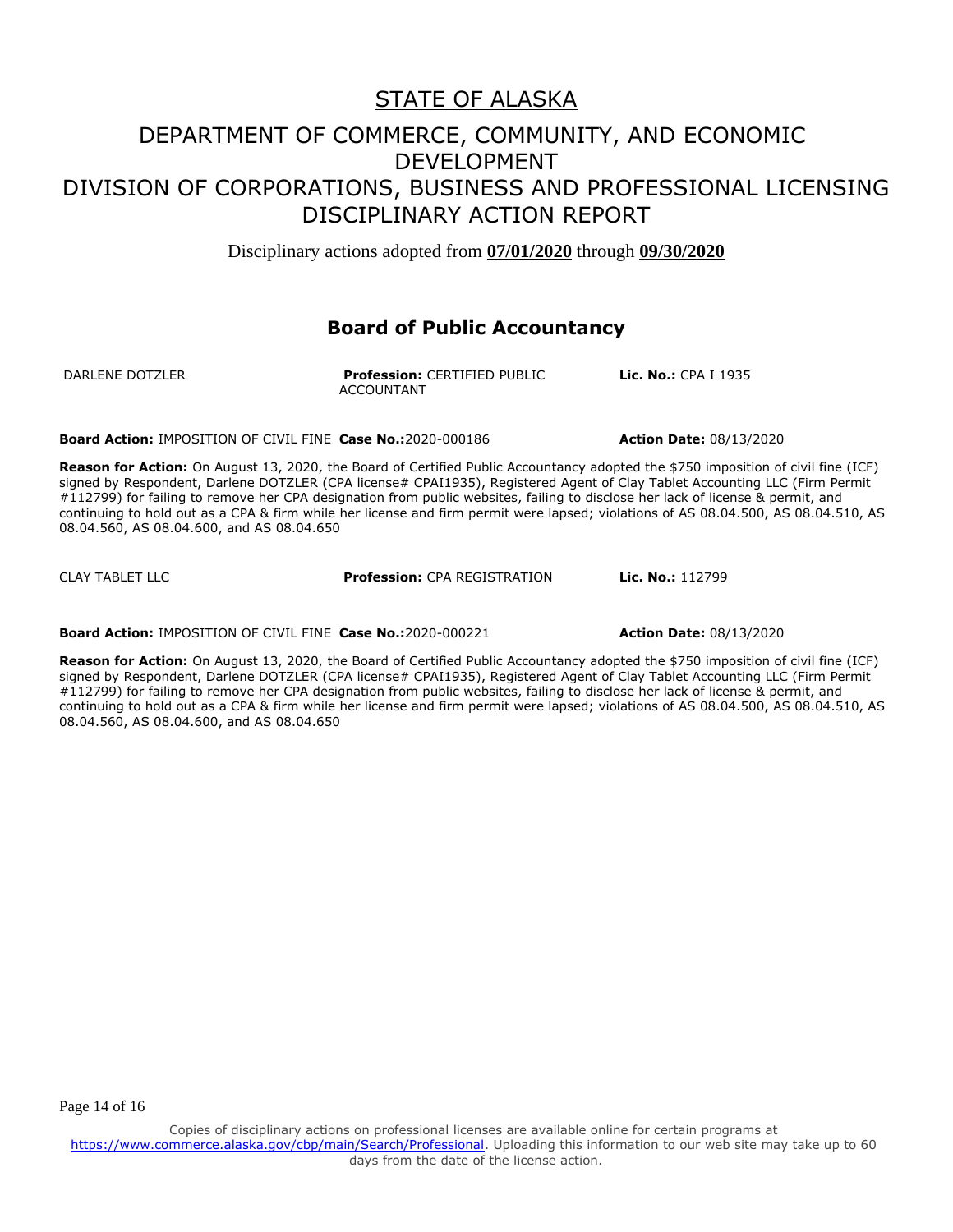# STATE OF ALASKA

## DEPARTMENT OF COMMERCE, COMMUNITY, AND ECONOMIC DEVELOPMENT
## DIVISION OF CORPORATIONS, BUSINESS AND PROFESSIONAL LICENSING
## DISCIPLINARY ACTION REPORT

Disciplinary actions adopted from **07/01/2020** through **09/30/2020**

### Board of Public Accountancy

DARLENE DOTZLER **Profession:** CERTIFIED PUBLIC ACCOUNTANT **Lic. No.:** CPA I 1935

**Board Action:** IMPOSITION OF CIVIL FINE **Case No.:**2020-000186 **Action Date:** 08/13/2020

**Reason for Action:** On August 13, 2020, the Board of Certified Public Accountancy adopted the $750 imposition of civil fine (ICF) signed by Respondent, Darlene DOTZLER (CPA license# CPAI1935), Registered Agent of Clay Tablet Accounting LLC (Firm Permit #112799) for failing to remove her CPA designation from public websites, failing to disclose her lack of license & permit, and continuing to hold out as a CPA & firm while her license and firm permit were lapsed; violations of AS 08.04.500, AS 08.04.510, AS 08.04.560, AS 08.04.600, and AS 08.04.650

CLAY TABLET LLC **Profession:** CPA REGISTRATION **Lic. No.:** 112799

**Board Action:** IMPOSITION OF CIVIL FINE **Case No.:**2020-000221 **Action Date:** 08/13/2020

**Reason for Action:** On August 13, 2020, the Board of Certified Public Accountancy adopted the $750 imposition of civil fine (ICF) signed by Respondent, Darlene DOTZLER (CPA license# CPAI1935), Registered Agent of Clay Tablet Accounting LLC (Firm Permit #112799) for failing to remove her CPA designation from public websites, failing to disclose her lack of license & permit, and continuing to hold out as a CPA & firm while her license and firm permit were lapsed; violations of AS 08.04.500, AS 08.04.510, AS 08.04.560, AS 08.04.600, and AS 08.04.650

Copies of disciplinary actions on professional licenses are available online for certain programs at https://www.commerce.alaska.gov/cbp/main/Search/Professional. Uploading this information to our web site may take up to 60 days from the date of the license action.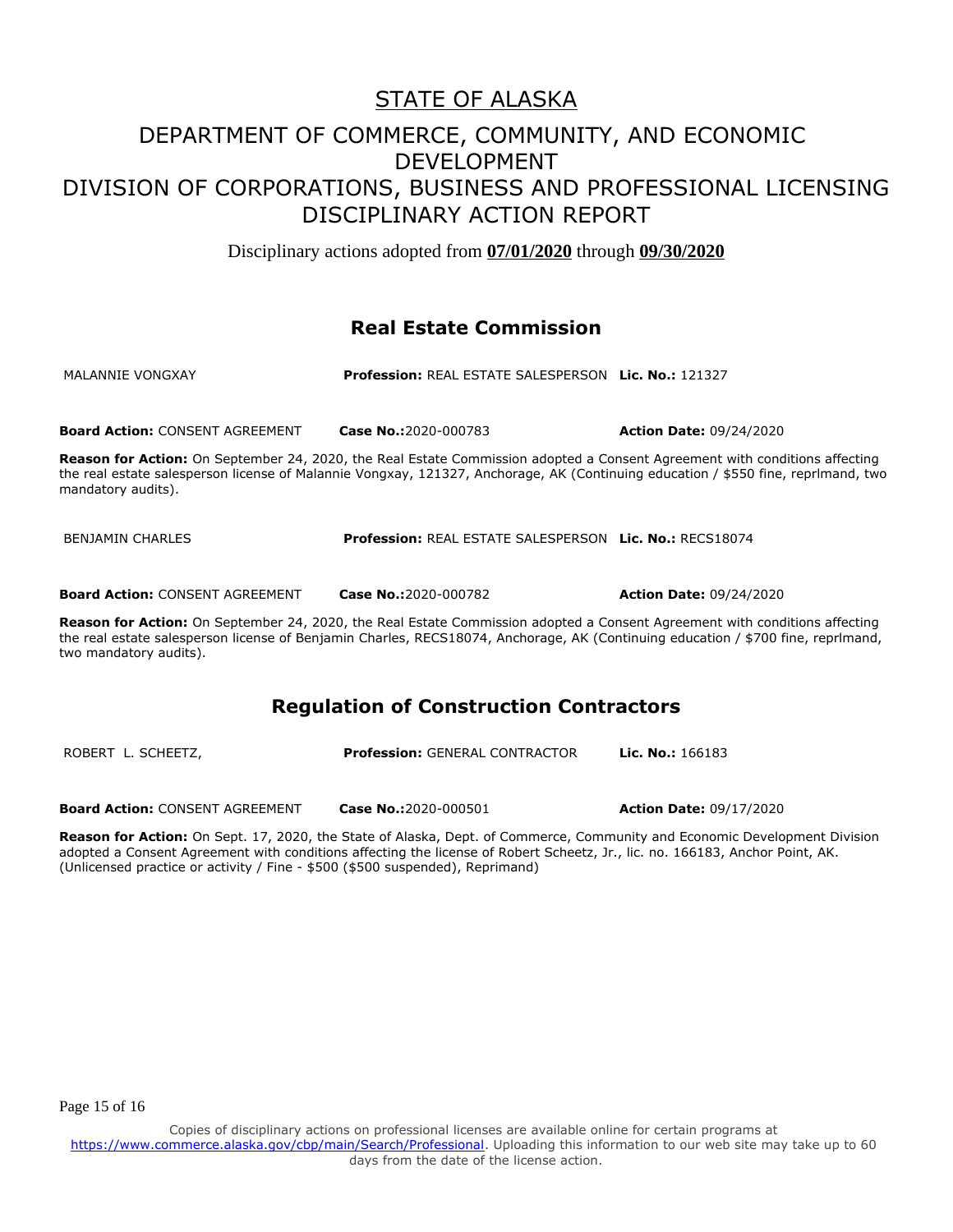# STATE OF ALASKA

## DEPARTMENT OF COMMERCE, COMMUNITY, AND ECONOMIC DEVELOPMENT
## DIVISION OF CORPORATIONS, BUSINESS AND PROFESSIONAL LICENSING
## DISCIPLINARY ACTION REPORT

Disciplinary actions adopted from **07/01/2020** through **09/30/2020**

### Real Estate Commission

MALANNIE VONGXAY **Profession:** REAL ESTATE SALESPERSON **Lic. No.:** 121327

**Board Action:** CONSENT AGREEMENT **Case No.:**2020-000783 **Action Date:** 09/24/2020

**Reason for Action:** On September 24, 2020, the Real Estate Commission adopted a Consent Agreement with conditions affecting the real estate salesperson license of Malannie Vongxay, 121327, Anchorage, AK (Continuing education / $550 fine, reprlmand, two mandatory audits).

BENJAMIN CHARLES **Profession:** REAL ESTATE SALESPERSON **Lic. No.:** RECS18074

**Board Action:** CONSENT AGREEMENT **Case No.:**2020-000782 **Action Date:** 09/24/2020

**Reason for Action:** On September 24, 2020, the Real Estate Commission adopted a Consent Agreement with conditions affecting the real estate salesperson license of Benjamin Charles, RECS18074, Anchorage, AK (Continuing education / $700 fine, reprlmand, two mandatory audits).

### Regulation of Construction Contractors

ROBERT L. SCHEETZ, **Profession:** GENERAL CONTRACTOR **Lic. No.:** 166183

**Board Action:** CONSENT AGREEMENT **Case No.:**2020-000501 **Action Date:** 09/17/2020

**Reason for Action:** On Sept. 17, 2020, the State of Alaska, Dept. of Commerce, Community and Economic Development Division adopted a Consent Agreement with conditions affecting the license of Robert Scheetz, Jr., lic. no. 166183, Anchor Point, AK. (Unlicensed practice or activity / Fine - $500 ($500 suspended), Reprimand)

Copies of disciplinary actions on professional licenses are available online for certain programs at https://www.commerce.alaska.gov/cbp/main/Search/Professional. Uploading this information to our web site may take up to 60 days from the date of the license action.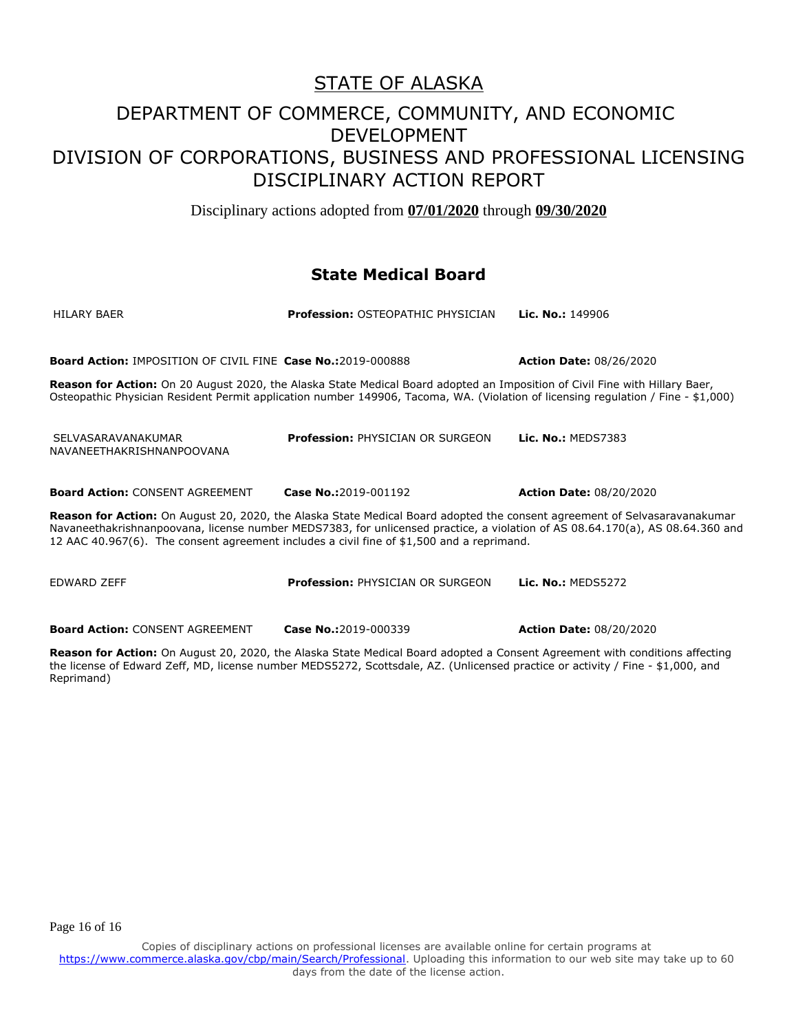# STATE OF ALASKA

## DEPARTMENT OF COMMERCE, COMMUNITY, AND ECONOMIC DEVELOPMENT

## DIVISION OF CORPORATIONS, BUSINESS AND PROFESSIONAL LICENSING

## DISCIPLINARY ACTION REPORT

Disciplinary actions adopted from **07/01/2020** through **09/30/2020**

### State Medical Board

HILARY BAER **Profession:** OSTEOPATHIC PHYSICIAN **Lic. No.:** 149906

**Board Action:** IMPOSITION OF CIVIL FINE **Case No.:** 2019-000888 **Action Date:** 08/26/2020

**Reason for Action:** On 20 August 2020, the Alaska State Medical Board adopted an Imposition of Civil Fine with Hillary Baer, Osteopathic Physician Resident Permit application number 149906, Tacoma, WA. (Violation of licensing regulation / Fine - $1,000)

SELVASARAVANAKUMAR NAVANEETHAKRISHNANPOOVANA **Profession:** PHYSICIAN OR SURGEON **Lic. No.:** MEDS7383

**Board Action:** CONSENT AGREEMENT **Case No.:** 2019-001192 **Action Date:** 08/20/2020

**Reason for Action:** On August 20, 2020, the Alaska State Medical Board adopted the consent agreement of Selvasaravanakumar Navaneethakrishnanpoovana, license number MEDS7383, for unlicensed practice, a violation of AS 08.64.170(a), AS 08.64.360 and 12 AAC 40.967(6). The consent agreement includes a civil fine of $1,500 and a reprimand.

EDWARD ZEFF **Profession:** PHYSICIAN OR SURGEON **Lic. No.:** MEDS5272

**Board Action:** CONSENT AGREEMENT **Case No.:** 2019-000339 **Action Date:** 08/20/2020

**Reason for Action:** On August 20, 2020, the Alaska State Medical Board adopted a Consent Agreement with conditions affecting the license of Edward Zeff, MD, license number MEDS5272, Scottsdale, AZ. (Unlicensed practice or activity / Fine - $1,000, and Reprimand)

Copies of disciplinary actions on professional licenses are available online for certain programs at https://www.commerce.alaska.gov/cbp/main/Search/Professional. Uploading this information to our web site may take up to 60 days from the date of the license action.